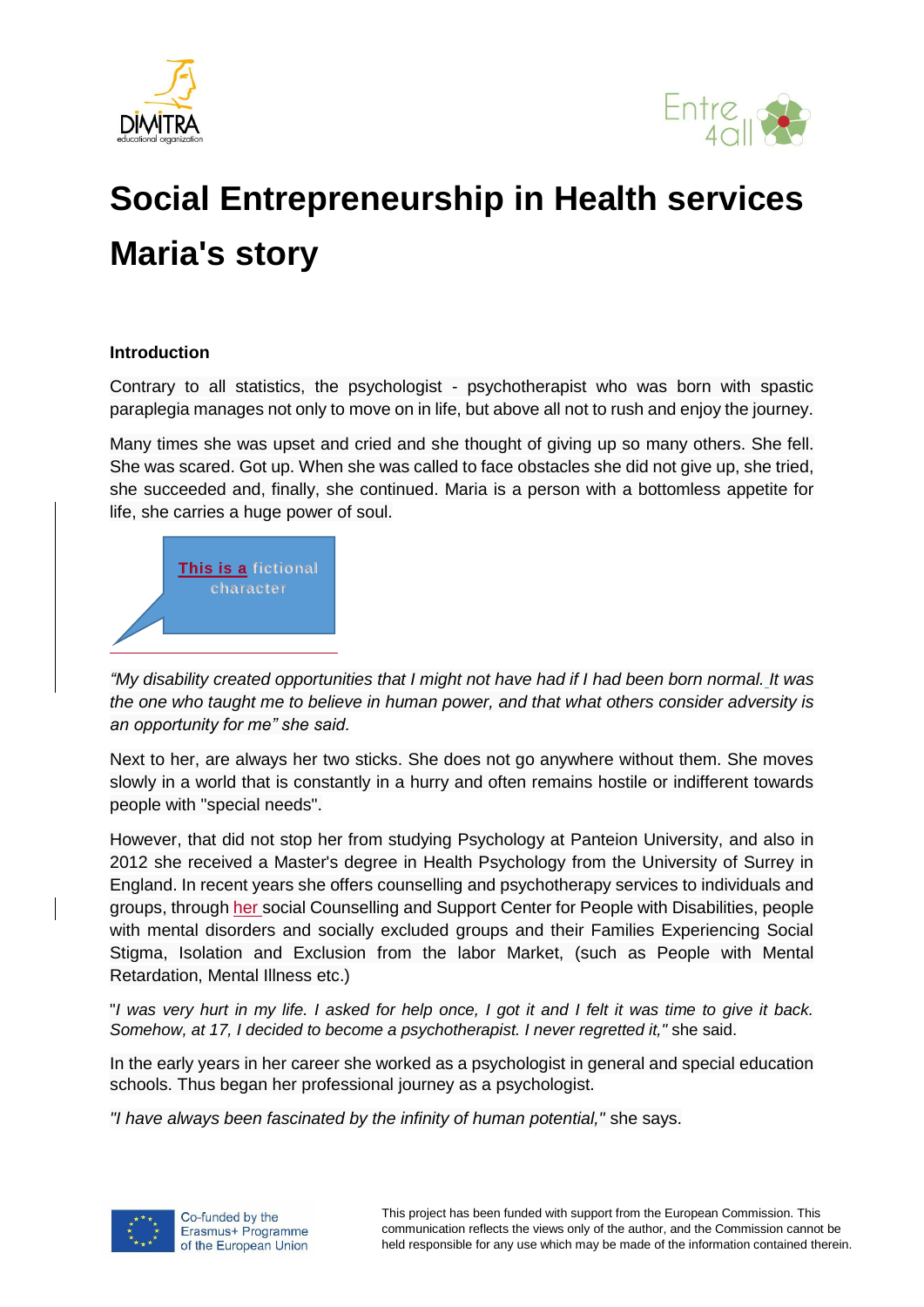# Social Entrepreneurship in Health services

# Maria's story

**Introduction**

Contrary to all statistics, the psychologist - psychotherapist who was born with spastic paraplegia manages not only to move on in life, but above all not to rush and enjoy the journey.

Many times she was upset and cried and she thought of giving up so many others. She fell. She was scared. Got up. When she was called to face obstacles she did not give up, she tried, she succeeded and, finally, she continued. Maria is a person with a bottomless appetite for life, she carries a huge power of soul.

This is a fictional character

*"My disability created opportunities that I might not have had if I had been born normal. It was the one who taught me to believe in human power, and that what others consider adversity is an opportunity for me" she said.*

Next to her, are always her two sticks. She does not go anywhere without them. She moves slowly in a world that is constantly in a hurry and often remains hostile or indifferent towards people with "special needs".

However, that did not stop her from studying Psychology at Panteion University, and also in 2012 she received a Master's degree in Health Psychology from the University of Surrey in England. In recent years she offers counselling and psychotherapy services to individuals and groups, through her social Counselling and Support Center for People with Disabilities, people with mental disorders and socially excluded groups and their Families Experiencing Social Stigma, Isolation and Exclusion from the labor Market, (such as People with Mental Retardation, Mental Illness etc.)

"*I was very hurt in my life. I asked for help once, I got it and I felt it was time to give it back. Somehow, at 17, I decided to become a psychotherapist. I never regretted it,"* she said.

In the early years in her career she worked as a psychologist in general and special education schools. Thus began her professional journey as a psychologist.

*"I have always been fascinated by the infinity of human potential,"* she says.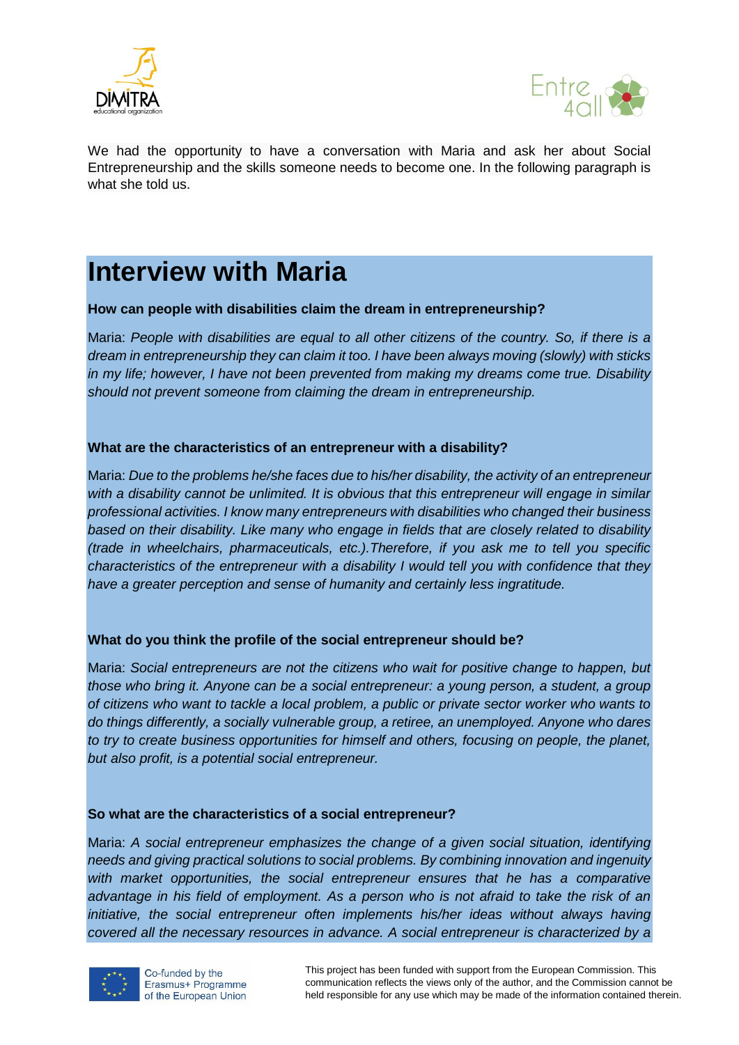We had the opportunity to have a conversation with Maria and ask her about Social Entrepreneurship and the skills someone needs to become one. In the following paragraph is what she told us.

# Interview with Maria

**How can people with disabilities claim the dream in entrepreneurship?**

Maria: *People with disabilities are equal to all other citizens of the country. So, if there is a dream in entrepreneurship they can claim it too. I have been always moving (slowly) with sticks in my life; however, I have not been prevented from making my dreams come true. Disability should not prevent someone from claiming the dream in entrepreneurship.*

**What are the characteristics of an entrepreneur with a disability?**

Maria: *Due to the problems he/she faces due to his/her disability, the activity of an entrepreneur with a disability cannot be unlimited. It is obvious that this entrepreneur will engage in similar professional activities. I know many entrepreneurs with disabilities who changed their business based on their disability. Like many who engage in fields that are closely related to disability (trade in wheelchairs, pharmaceuticals, etc.).Therefore, if you ask me to tell you specific characteristics of the entrepreneur with a disability I would tell you with confidence that they have a greater perception and sense of humanity and certainly less ingratitude.*

**What do you think the profile of the social entrepreneur should be?**

Maria: *Social entrepreneurs are not the citizens who wait for positive change to happen, but those who bring it. Anyone can be a social entrepreneur: a young person, a student, a group of citizens who want to tackle a local problem, a public or private sector worker who wants to do things differently, a socially vulnerable group, a retiree, an unemployed. Anyone who dares to try to create business opportunities for himself and others, focusing on people, the planet, but also profit, is a potential social entrepreneur.*

**So what are the characteristics of a social entrepreneur?**

Maria: *A social entrepreneur emphasizes the change of a given social situation, identifying needs and giving practical solutions to social problems. By combining innovation and ingenuity with market opportunities, the social entrepreneur ensures that he has a comparative advantage in his field of employment. As a person who is not afraid to take the risk of an initiative, the social entrepreneur often implements his/her ideas without always having covered all the necessary resources in advance. A social entrepreneur is characterized by a*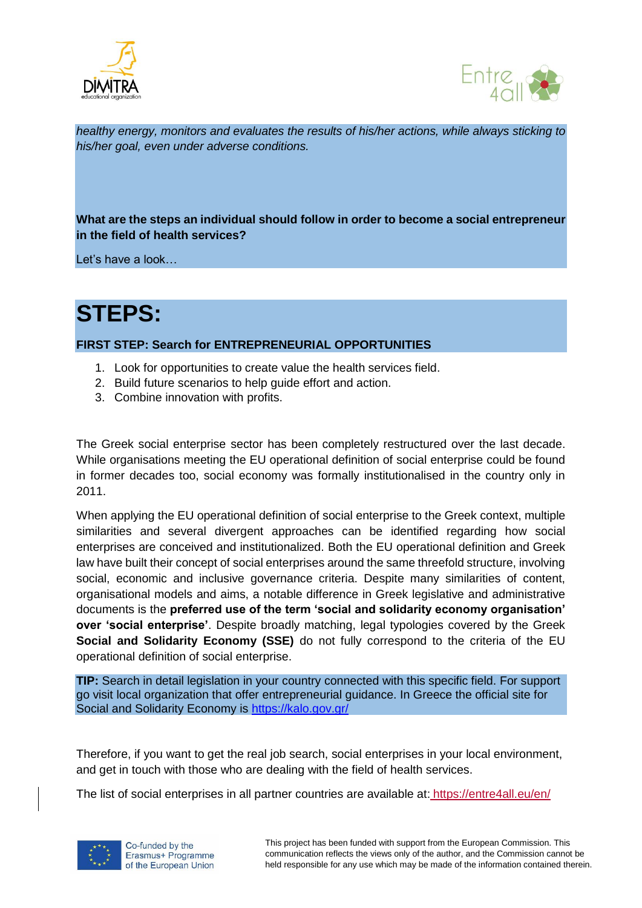*healthy energy, monitors and evaluates the results of his/her actions, while always sticking to his/her goal, even under adverse conditions.*

**What are the steps an individual should follow in order to become a social entrepreneur in the field of health services?**

Let's have a look…

# STEPS:

**FIRST STEP: Search for ENTREPRENEURIAL OPPORTUNITIES**

1. Look for opportunities to create value the health services field.
2. Build future scenarios to help guide effort and action.
3. Combine innovation with profits.

The Greek social enterprise sector has been completely restructured over the last decade. While organisations meeting the EU operational definition of social enterprise could be found in former decades too, social economy was formally institutionalised in the country only in 2011.

When applying the EU operational definition of social enterprise to the Greek context, multiple similarities and several divergent approaches can be identified regarding how social enterprises are conceived and institutionalized. Both the EU operational definition and Greek law have built their concept of social enterprises around the same threefold structure, involving social, economic and inclusive governance criteria. Despite many similarities of content, organisational models and aims, a notable difference in Greek legislative and administrative documents is the **preferred use of the term 'social and solidarity economy organisation' over 'social enterprise'**. Despite broadly matching, legal typologies covered by the Greek **Social and Solidarity Economy (SSE)** do not fully correspond to the criteria of the EU operational definition of social enterprise.

**TIP:** Search in detail legislation in your country connected with this specific field. For support go visit local organization that offer entrepreneurial guidance. In Greece the official site for Social and Solidarity Economy is https://kalo.gov.gr/

Therefore, if you want to get the real job search, social enterprises in your local environment, and get in touch with those who are dealing with the field of health services.

The list of social enterprises in all partner countries are available at: https://entre4all.eu/en/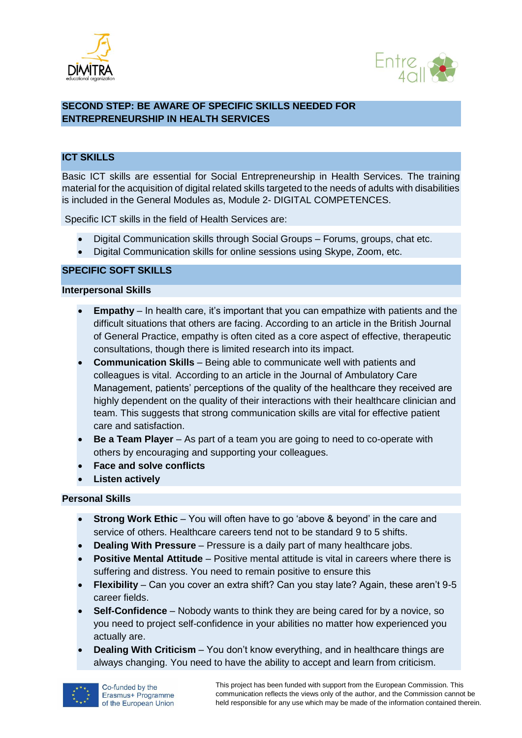## SECOND STEP: BE AWARE OF SPECIFIC SKILLS NEEDED FOR ENTREPRENEURSHIP IN HEALTH SERVICES

### ICT SKILLS

Basic ICT skills are essential for Social Entrepreneurship in Health Services. The training material for the acquisition of digital related skills targeted to the needs of adults with disabilities is included in the General Modules as, Module 2- DIGITAL COMPETENCES.

Specific ICT skills in the field of Health Services are:

- Digital Communication skills through Social Groups – Forums, groups, chat etc.
- Digital Communication skills for online sessions using Skype, Zoom, etc.

### SPECIFIC SOFT SKILLS

#### Interpersonal Skills

- **Empathy** – In health care, it's important that you can empathize with patients and the difficult situations that others are facing. According to an article in the British Journal of General Practice, empathy is often cited as a core aspect of effective, therapeutic consultations, though there is limited research into its impact.
- **Communication Skills** – Being able to communicate well with patients and colleagues is vital. According to an article in the Journal of Ambulatory Care Management, patients' perceptions of the quality of the healthcare they received are highly dependent on the quality of their interactions with their healthcare clinician and team. This suggests that strong communication skills are vital for effective patient care and satisfaction.
- **Be a Team Player** – As part of a team you are going to need to co-operate with others by encouraging and supporting your colleagues.
- **Face and solve conflicts**
- **Listen actively**

#### Personal Skills

- **Strong Work Ethic** – You will often have to go 'above & beyond' in the care and service of others. Healthcare careers tend not to be standard 9 to 5 shifts.
- **Dealing With Pressure** – Pressure is a daily part of many healthcare jobs.
- **Positive Mental Attitude** – Positive mental attitude is vital in careers where there is suffering and distress. You need to remain positive to ensure this
- **Flexibility** – Can you cover an extra shift? Can you stay late? Again, these aren't 9-5 career fields.
- **Self-Confidence** – Nobody wants to think they are being cared for by a novice, so you need to project self-confidence in your abilities no matter how experienced you actually are.
- **Dealing With Criticism** – You don't know everything, and in healthcare things are always changing. You need to have the ability to accept and learn from criticism.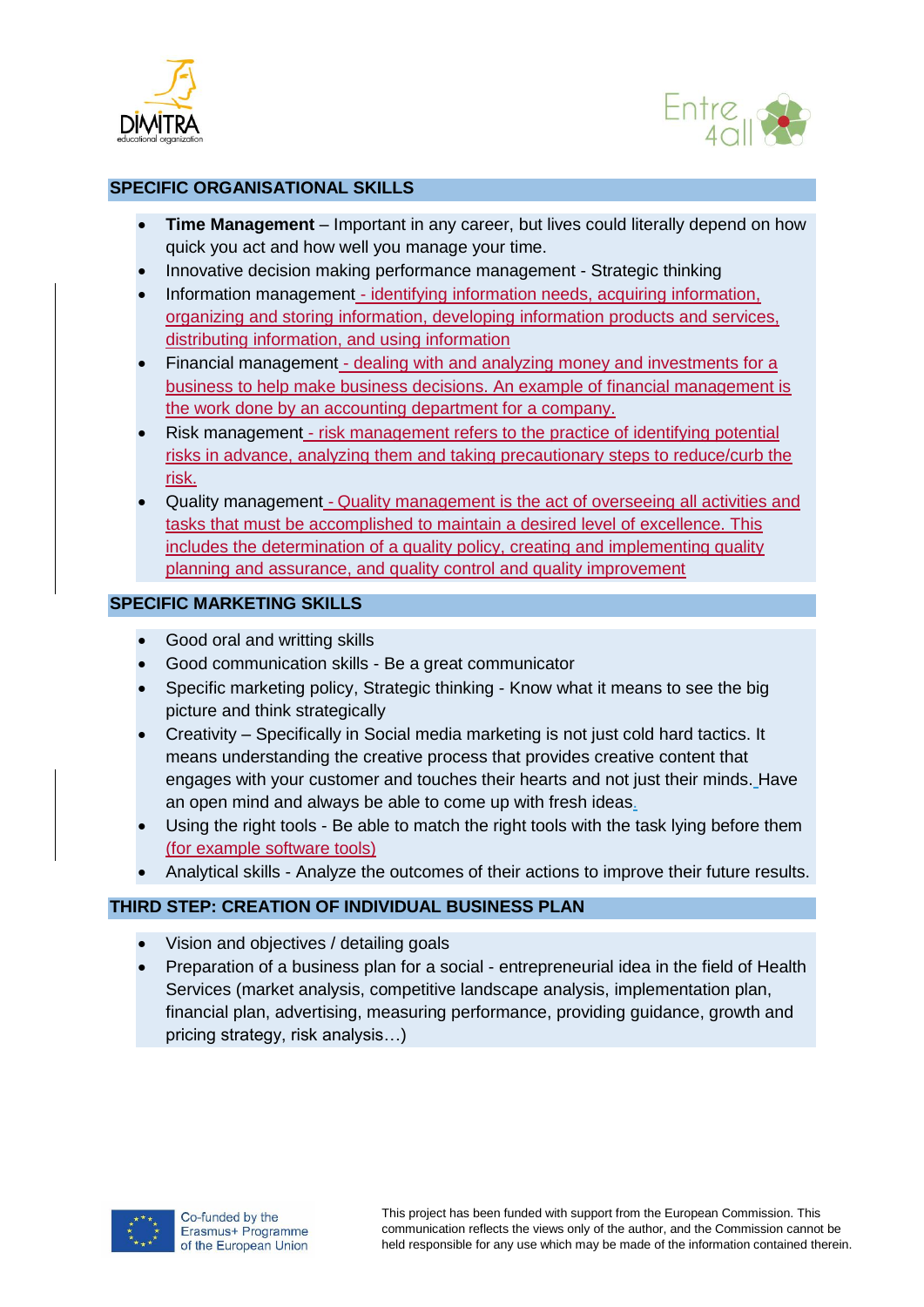## SPECIFIC ORGANISATIONAL SKILLS

- **Time Management** – Important in any career, but lives could literally depend on how quick you act and how well you manage your time.
- Innovative decision making performance management - Strategic thinking
- Information management - identifying information needs, acquiring information, organizing and storing information, developing information products and services, distributing information, and using information
- Financial management - dealing with and analyzing money and investments for a business to help make business decisions. An example of financial management is the work done by an accounting department for a company.
- Risk management - risk management refers to the practice of identifying potential risks in advance, analyzing them and taking precautionary steps to reduce/curb the risk.
- Quality management - Quality management is the act of overseeing all activities and tasks that must be accomplished to maintain a desired level of excellence. This includes the determination of a quality policy, creating and implementing quality planning and assurance, and quality control and quality improvement

## SPECIFIC MARKETING SKILLS

- Good oral and writting skills
- Good communication skills - Be a great communicator
- Specific marketing policy, Strategic thinking - Know what it means to see the big picture and think strategically
- Creativity – Specifically in Social media marketing is not just cold hard tactics. It means understanding the creative process that provides creative content that engages with your customer and touches their hearts and not just their minds. Have an open mind and always be able to come up with fresh ideas.
- Using the right tools - Be able to match the right tools with the task lying before them (for example software tools)
- Analytical skills - Analyze the outcomes of their actions to improve their future results.

## THIRD STEP: CREATION OF INDIVIDUAL BUSINESS PLAN

- Vision and objectives / detailing goals
- Preparation of a business plan for a social - entrepreneurial idea in the field of Health Services (market analysis, competitive landscape analysis, implementation plan, financial plan, advertising, measuring performance, providing guidance, growth and pricing strategy, risk analysis…)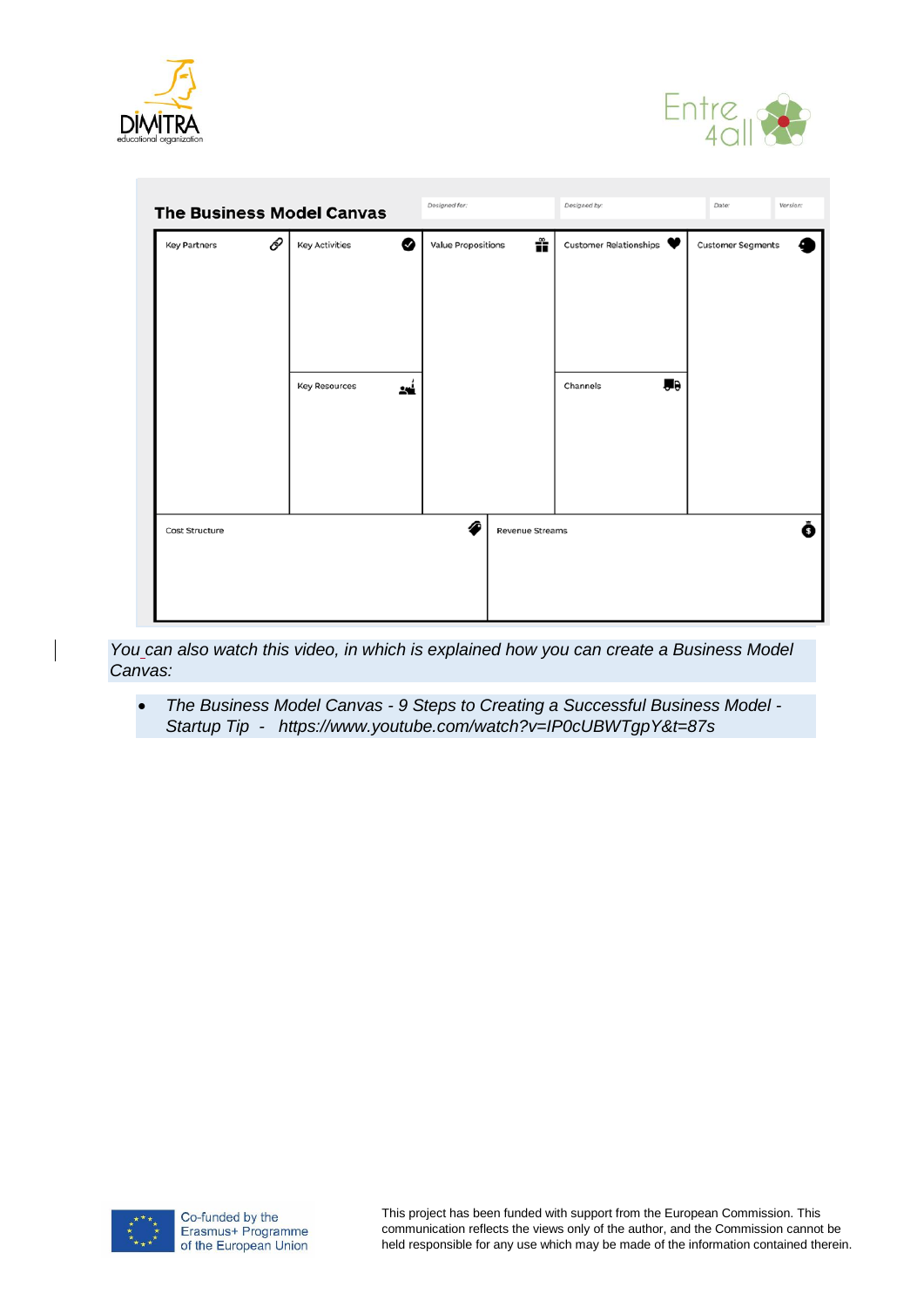**The Business Model Canvas**

Designed for: | Designed by: | Date: | Version:

| Key Partners | Key Activities | Value Propositions | Customer Relationships | Customer Segments |
|---|---|---|---|---|
| | Key Resources | | Channels | |

| Cost Structure | Revenue Streams |
|---|---|
| | |

*You can also watch this video, in which is explained how you can create a Business Model Canvas:*

- *The Business Model Canvas - 9 Steps to Creating a Successful Business Model - Startup Tip - https://www.youtube.com/watch?v=IP0cUBWTgpY&t=87s*

Co-funded by the Erasmus+ Programme of the European Union

This project has been funded with support from the European Commission. This communication reflects the views only of the author, and the Commission cannot be held responsible for any use which may be made of the information contained therein.